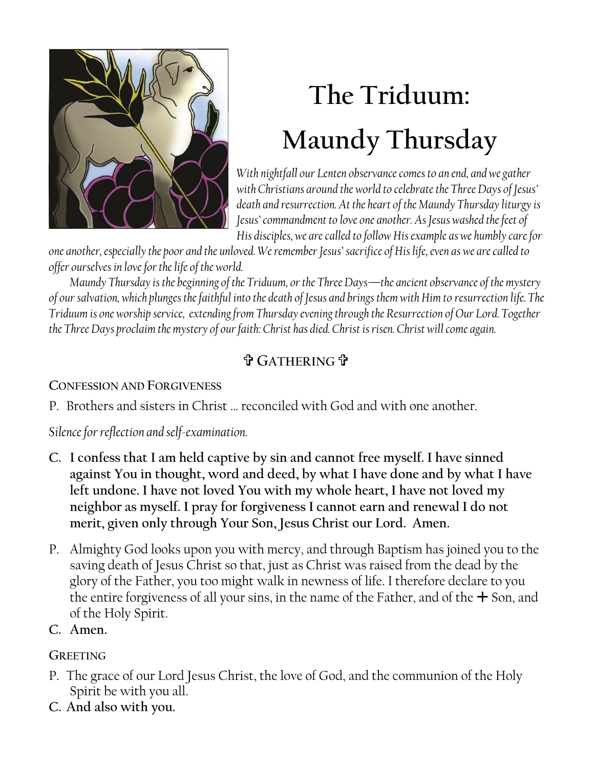# The Triduum: Maundy Thursday

*With nightfall our Lenten observance comes to an end, and we gather with Christians around the world to celebrate the Three Days of Jesus' death and resurrection. At the heart of the Maundy Thursday liturgy is Jesus' commandment to love one another. As Jesus washed the feet of His disciples, we are called to follow His example as we humbly care for one another, especially the poor and the unloved. We remember Jesus' sacrifice of His life, even as we are called to offer ourselves in love for the life of the world.*

*Maundy Thursday is the beginning of the Triduum, or the Three Days—the ancient observance of the mystery of our salvation, which plunges the faithful into the death of Jesus and brings them with Him to resurrection life. The Triduum is one worship service, extending from Thursday evening through the Resurrection of Our Lord. Together the Three Days proclaim the mystery of our faith: Christ has died. Christ is risen. Christ will come again.*

## ✞ Gathering ✞

**Confession and Forgiveness**

P. Brothers and sisters in Christ … reconciled with God and with one another.

*Silence for reflection and self-examination.*

**C. I confess that I am held captive by sin and cannot free myself. I have sinned against You in thought, word and deed, by what I have done and by what I have left undone. I have not loved You with my whole heart, I have not loved my neighbor as myself. I pray for forgiveness I cannot earn and renewal I do not merit, given only through Your Son, Jesus Christ our Lord. Amen.**

P. Almighty God looks upon you with mercy, and through Baptism has joined you to the saving death of Jesus Christ so that, just as Christ was raised from the dead by the glory of the Father, you too might walk in newness of life. I therefore declare to you the entire forgiveness of all your sins, in the name of the Father, and of the ✚ Son, and of the Holy Spirit.

**C. Amen.**

**Greeting**

P. The grace of our Lord Jesus Christ, the love of God, and the communion of the Holy Spirit be with you all.

**C. And also with you.**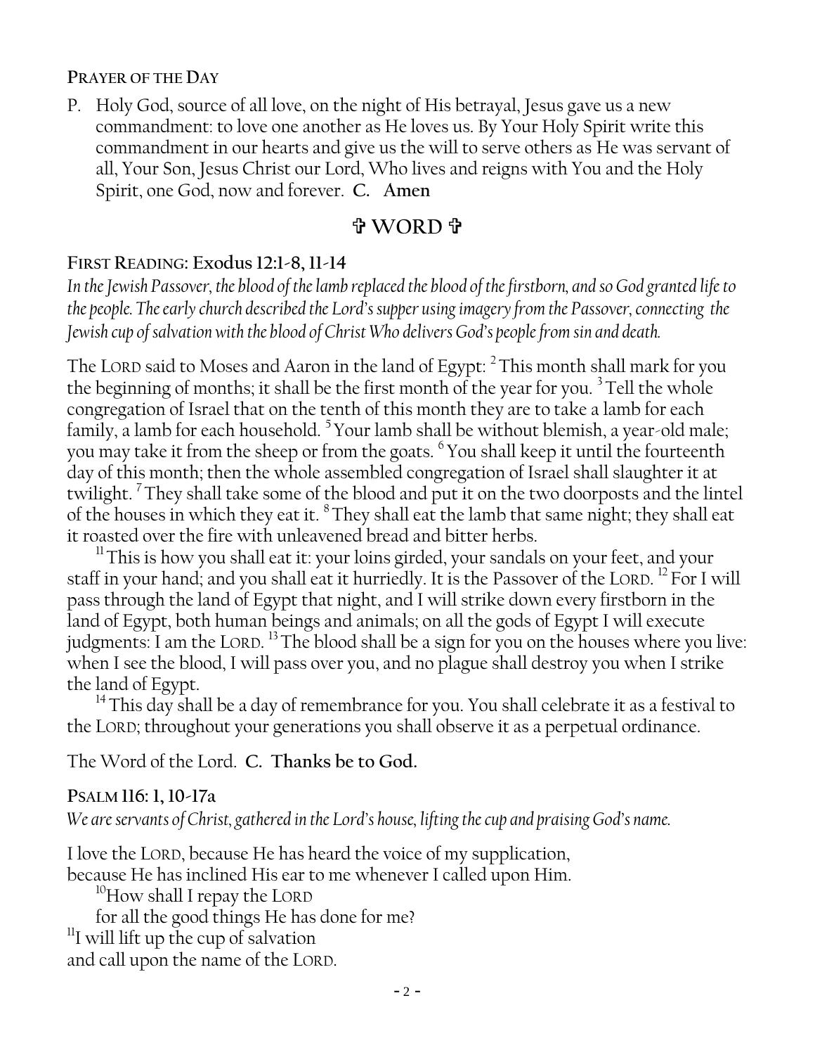**PRAYER OF THE DAY**

P. Holy God, source of all love, on the night of His betrayal, Jesus gave us a new commandment: to love one another as He loves us. By Your Holy Spirit write this commandment in our hearts and give us the will to serve others as He was servant of all, Your Son, Jesus Christ our Lord, Who lives and reigns with You and the Holy Spirit, one God, now and forever. **C. Amen**

## ✞ WORD ✞

**FIRST READING: Exodus 12:1-8, 11-14**

*In the Jewish Passover, the blood of the lamb replaced the blood of the firstborn, and so God granted life to the people. The early church described the Lord's supper using imagery from the Passover, connecting the Jewish cup of salvation with the blood of Christ Who delivers God's people from sin and death.*

The LORD said to Moses and Aaron in the land of Egypt: [2] This month shall mark for you the beginning of months; it shall be the first month of the year for you. [3] Tell the whole congregation of Israel that on the tenth of this month they are to take a lamb for each family, a lamb for each household. [5] Your lamb shall be without blemish, a year-old male; you may take it from the sheep or from the goats. [6] You shall keep it until the fourteenth day of this month; then the whole assembled congregation of Israel shall slaughter it at twilight. [7] They shall take some of the blood and put it on the two doorposts and the lintel of the houses in which they eat it. [8] They shall eat the lamb that same night; they shall eat it roasted over the fire with unleavened bread and bitter herbs.

[11] This is how you shall eat it: your loins girded, your sandals on your feet, and your staff in your hand; and you shall eat it hurriedly. It is the Passover of the LORD. [12] For I will pass through the land of Egypt that night, and I will strike down every firstborn in the land of Egypt, both human beings and animals; on all the gods of Egypt I will execute judgments: I am the LORD. [13] The blood shall be a sign for you on the houses where you live: when I see the blood, I will pass over you, and no plague shall destroy you when I strike the land of Egypt.

[14] This day shall be a day of remembrance for you. You shall celebrate it as a festival to the LORD; throughout your generations you shall observe it as a perpetual ordinance.

The Word of the Lord. **C. Thanks be to God.**

**PSALM 116: 1, 10-17a**

*We are servants of Christ, gathered in the Lord's house, lifting the cup and praising God's name.*

I love the LORD, because He has heard the voice of my supplication,
because He has inclined His ear to me whenever I called upon Him.

[10]How shall I repay the LORD
for all the good things He has done for me?

[11]I will lift up the cup of salvation
and call upon the name of the LORD.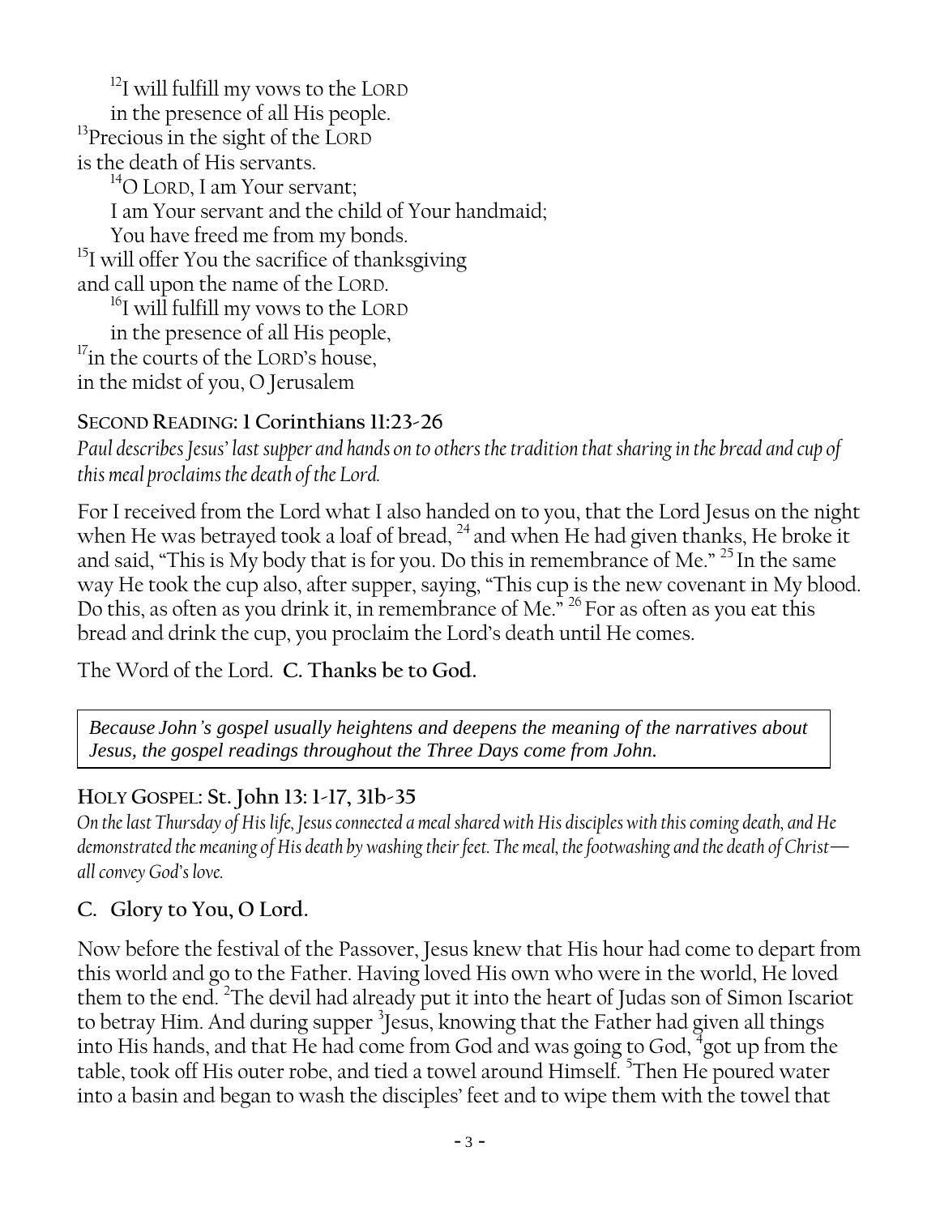[12]I will fulfill my vows to the LORD
in the presence of all His people.
[13]Precious in the sight of the LORD
is the death of His servants.
[14]O LORD, I am Your servant;
I am Your servant and the child of Your handmaid;
You have freed me from my bonds.
[15]I will offer You the sacrifice of thanksgiving
and call upon the name of the LORD.
[16]I will fulfill my vows to the LORD
in the presence of all His people,
[17]in the courts of the LORD's house,
in the midst of you, O Jerusalem

**SECOND READING: 1 Corinthians 11:23-26**

*Paul describes Jesus' last supper and hands on to others the tradition that sharing in the bread and cup of this meal proclaims the death of the Lord.*

For I received from the Lord what I also handed on to you, that the Lord Jesus on the night when He was betrayed took a loaf of bread, [24] and when He had given thanks, He broke it and said, "This is My body that is for you. Do this in remembrance of Me." [25] In the same way He took the cup also, after supper, saying, "This cup is the new covenant in My blood. Do this, as often as you drink it, in remembrance of Me." [26] For as often as you eat this bread and drink the cup, you proclaim the Lord's death until He comes.

The Word of the Lord. **C. Thanks be to God.**

*Because John's gospel usually heightens and deepens the meaning of the narratives about Jesus, the gospel readings throughout the Three Days come from John.*

**HOLY GOSPEL: St. John 13: 1-17, 31b-35**

*On the last Thursday of His life, Jesus connected a meal shared with His disciples with this coming death, and He demonstrated the meaning of His death by washing their feet. The meal, the footwashing and the death of Christ—all convey God's love.*

**C. Glory to You, O Lord.**

Now before the festival of the Passover, Jesus knew that His hour had come to depart from this world and go to the Father. Having loved His own who were in the world, He loved them to the end. [2]The devil had already put it into the heart of Judas son of Simon Iscariot to betray Him. And during supper [3]Jesus, knowing that the Father had given all things into His hands, and that He had come from God and was going to God, [4]got up from the table, took off His outer robe, and tied a towel around Himself. [5]Then He poured water into a basin and began to wash the disciples' feet and to wipe them with the towel that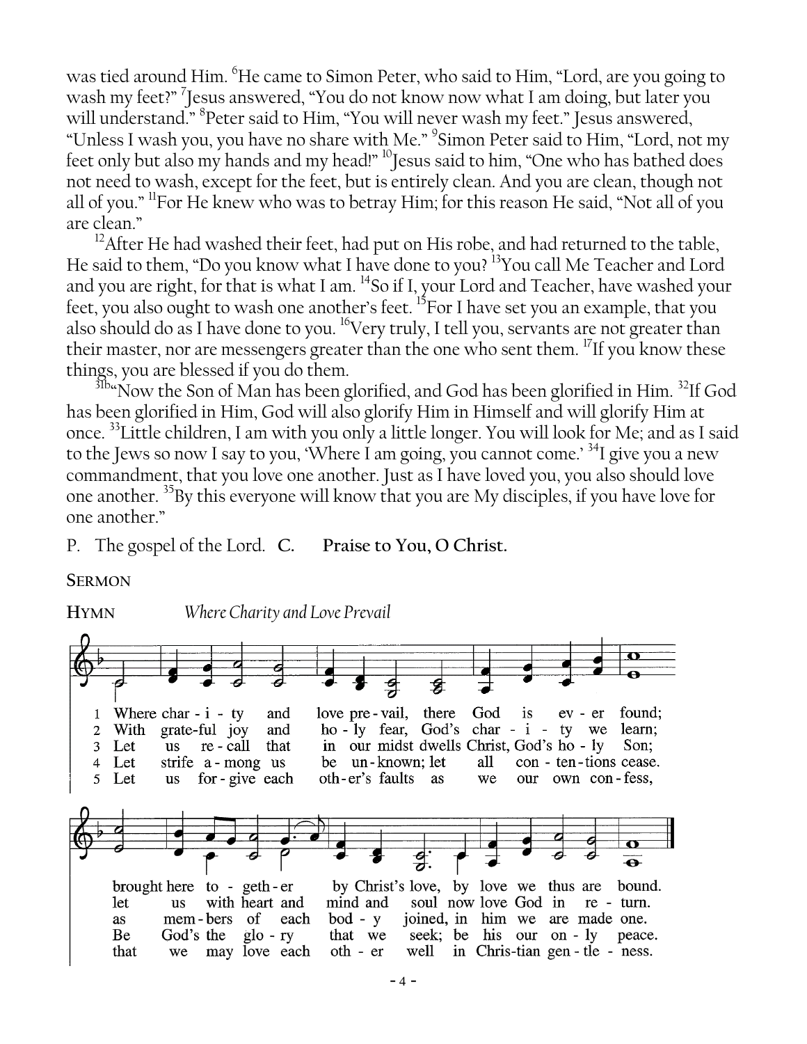was tied around Him. [6]He came to Simon Peter, who said to Him, "Lord, are you going to wash my feet?" [7]Jesus answered, "You do not know now what I am doing, but later you will understand." [8]Peter said to Him, "You will never wash my feet." Jesus answered, "Unless I wash you, you have no share with Me." [9]Simon Peter said to Him, "Lord, not my feet only but also my hands and my head!" [10]Jesus said to him, "One who has bathed does not need to wash, except for the feet, but is entirely clean. And you are clean, though not all of you." [11]For He knew who was to betray Him; for this reason He said, "Not all of you are clean."

[12]After He had washed their feet, had put on His robe, and had returned to the table, He said to them, "Do you know what I have done to you? [13]You call Me Teacher and Lord and you are right, for that is what I am. [14]So if I, your Lord and Teacher, have washed your feet, you also ought to wash one another's feet. [15]For I have set you an example, that you also should do as I have done to you. [16]Very truly, I tell you, servants are not greater than their master, nor are messengers greater than the one who sent them. [17]If you know these things, you are blessed if you do them.

[31b]"Now the Son of Man has been glorified, and God has been glorified in Him. [32]If God has been glorified in Him, God will also glorify Him in Himself and will glorify Him at once. [33]Little children, I am with you only a little longer. You will look for Me; and as I said to the Jews so now I say to you, 'Where I am going, you cannot come.' [34]I give you a new commandment, that you love one another. Just as I have loved you, you also should love one another. [35]By this everyone will know that you are My disciples, if you have love for one another."

P. The gospel of the Lord. **C. Praise to You, O Christ.**

**SERMON**

**HYMN** *Where Charity and Love Prevail*

1 Where charity and love prevail, there God is ever found; brought here together by Christ's love, by love we thus are bound.

2 With grateful joy and holy fear, God's charity we learn; let us with heart and mind and soul now love God in return.

3 Let us recall that in our midst dwells Christ, God's holy Son; as members of each body joined, in him we are made one.

4 Let strife among us be unknown; let all contentions cease. Be God's the glory that we seek; be his our only peace.

5 Let us forgive each other's faults as we our own confess, that we may love each other well in Christian gentleness.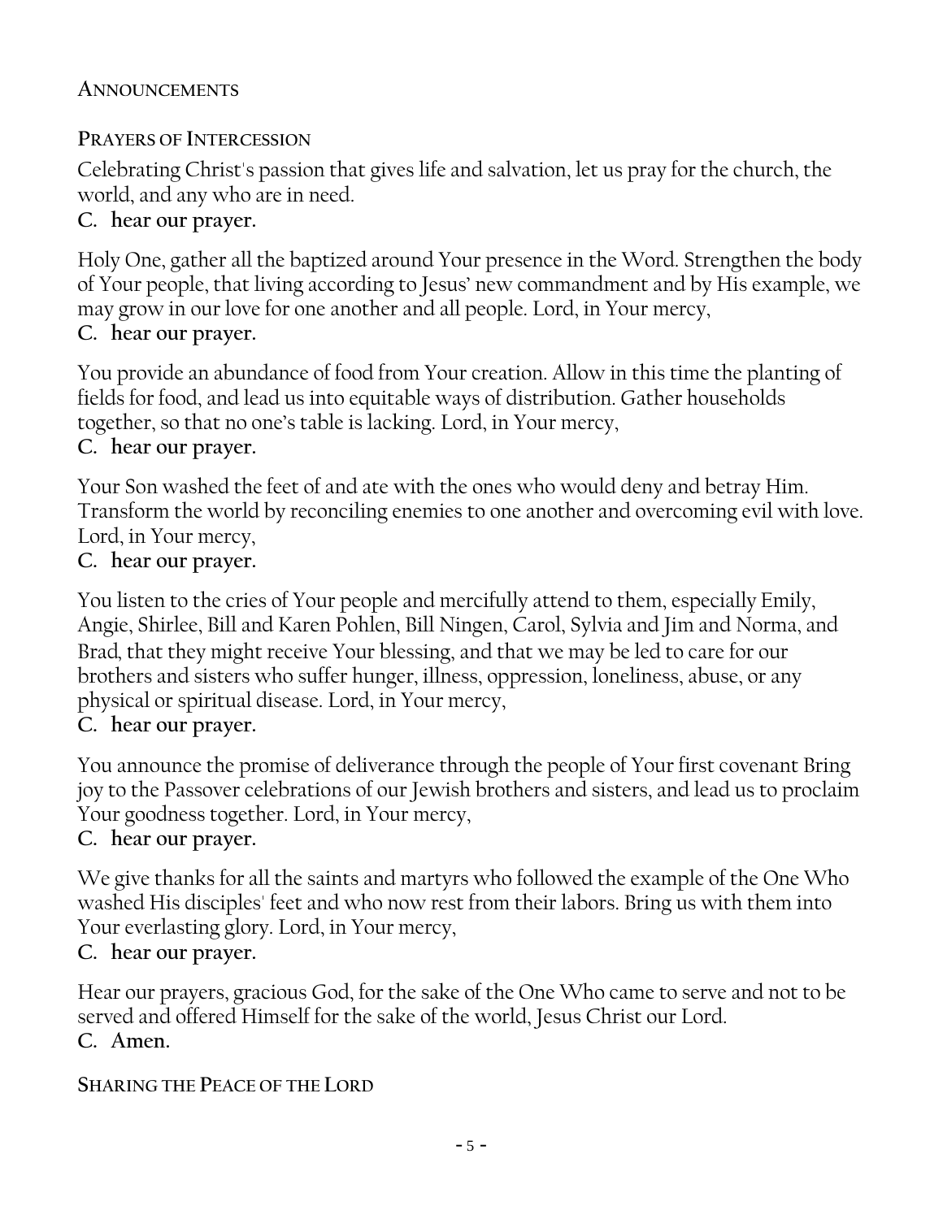## Announcements

## Prayers of Intercession

Celebrating Christ's passion that gives life and salvation, let us pray for the church, the world, and any who are in need.

**C. hear our prayer.**

Holy One, gather all the baptized around Your presence in the Word. Strengthen the body of Your people, that living according to Jesus' new commandment and by His example, we may grow in our love for one another and all people. Lord, in Your mercy,

**C. hear our prayer.**

You provide an abundance of food from Your creation. Allow in this time the planting of fields for food, and lead us into equitable ways of distribution. Gather households together, so that no one's table is lacking. Lord, in Your mercy,

**C. hear our prayer.**

Your Son washed the feet of and ate with the ones who would deny and betray Him. Transform the world by reconciling enemies to one another and overcoming evil with love. Lord, in Your mercy,

**C. hear our prayer.**

You listen to the cries of Your people and mercifully attend to them, especially Emily, Angie, Shirlee, Bill and Karen Pohlen, Bill Ningen, Carol, Sylvia and Jim and Norma, and Brad, that they might receive Your blessing, and that we may be led to care for our brothers and sisters who suffer hunger, illness, oppression, loneliness, abuse, or any physical or spiritual disease. Lord, in Your mercy,

**C. hear our prayer.**

You announce the promise of deliverance through the people of Your first covenant Bring joy to the Passover celebrations of our Jewish brothers and sisters, and lead us to proclaim Your goodness together. Lord, in Your mercy,

**C. hear our prayer.**

We give thanks for all the saints and martyrs who followed the example of the One Who washed His disciples' feet and who now rest from their labors. Bring us with them into Your everlasting glory. Lord, in Your mercy,

**C. hear our prayer.**

Hear our prayers, gracious God, for the sake of the One Who came to serve and not to be served and offered Himself for the sake of the world, Jesus Christ our Lord.

**C. Amen.**

## Sharing the Peace of the Lord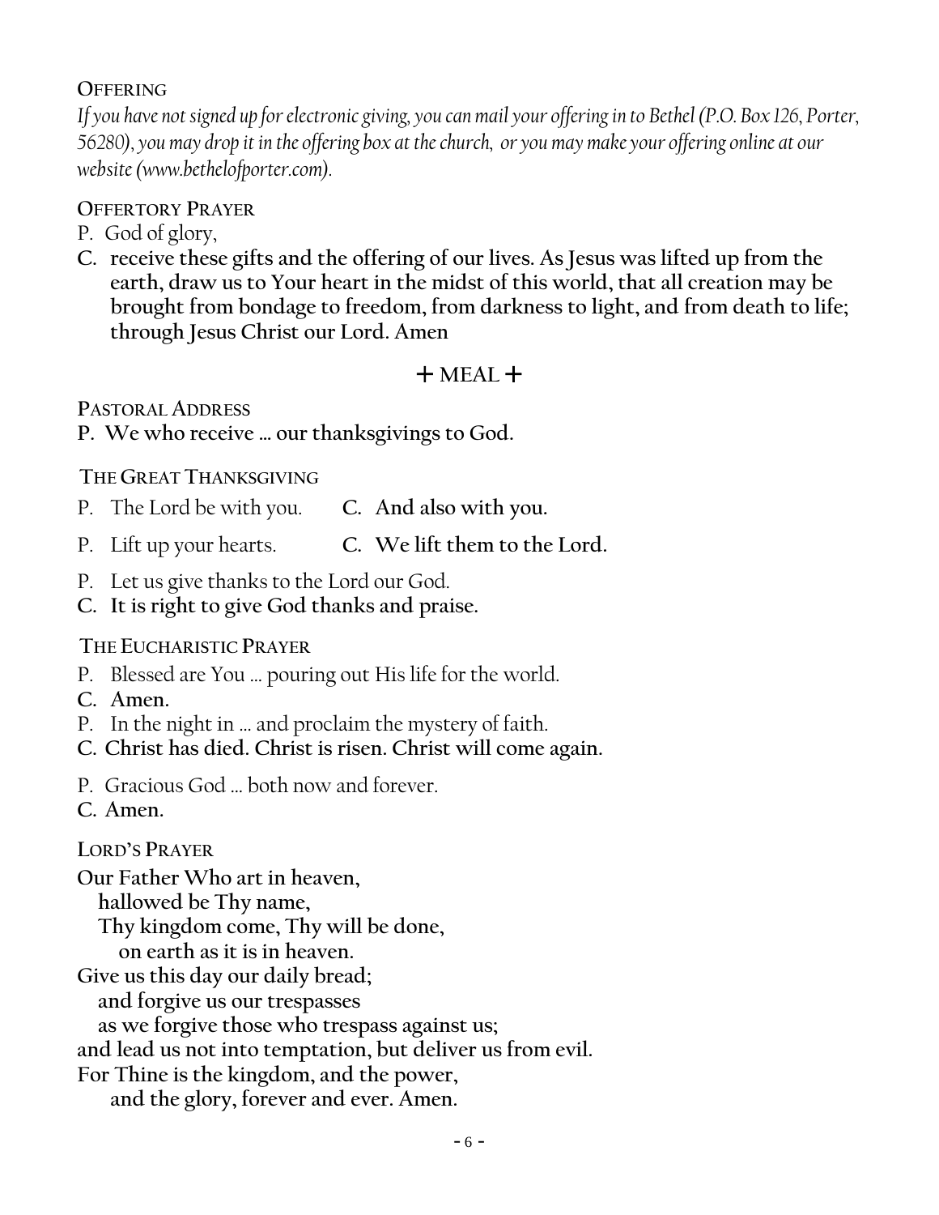### Offering

*If you have not signed up for electronic giving, you can mail your offering in to Bethel (P.O. Box 126, Porter, 56280), you may drop it in the offering box at the church, or you may make your offering online at our website (www.bethelofporter.com).*

### Offertory Prayer

P. God of glory,

**C. receive these gifts and the offering of our lives. As Jesus was lifted up from the earth, draw us to Your heart in the midst of this world, that all creation may be brought from bondage to freedom, from darkness to light, and from death to life; through Jesus Christ our Lord. Amen**

## + MEAL +

### Pastoral Address

**P. We who receive … our thanksgivings to God.**

### The Great Thanksgiving

P. The Lord be with you. **C. And also with you.**

P. Lift up your hearts. **C. We lift them to the Lord.**

P. Let us give thanks to the Lord our God.

**C. It is right to give God thanks and praise.**

### The Eucharistic Prayer

P. Blessed are You … pouring out His life for the world.

**C. Amen.**

P. In the night in … and proclaim the mystery of faith.

**C. Christ has died. Christ is risen. Christ will come again.**

P. Gracious God … both now and forever.

**C. Amen.**

### Lord's Prayer

**Our Father Who art in heaven,**
**hallowed be Thy name,**
**Thy kingdom come, Thy will be done,**
**on earth as it is in heaven.**
**Give us this day our daily bread;**
**and forgive us our trespasses**
**as we forgive those who trespass against us;**
**and lead us not into temptation, but deliver us from evil.**
**For Thine is the kingdom, and the power,**
**and the glory, forever and ever. Amen.**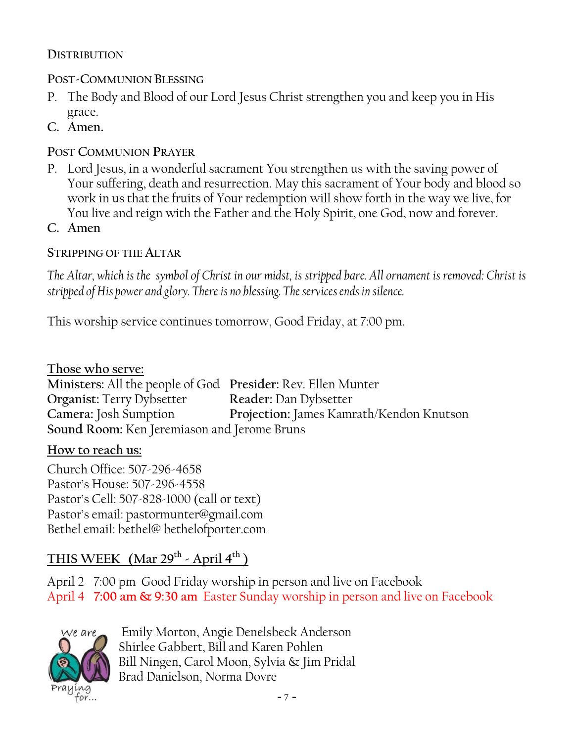## Distribution

## Post-Communion Blessing

P. The Body and Blood of our Lord Jesus Christ strengthen you and keep you in His grace.

**C. Amen.**

## Post Communion Prayer

P. Lord Jesus, in a wonderful sacrament You strengthen us with the saving power of Your suffering, death and resurrection. May this sacrament of Your body and blood so work in us that the fruits of Your redemption will show forth in the way we live, for You live and reign with the Father and the Holy Spirit, one God, now and forever.

**C. Amen**

## Stripping of the Altar

*The Altar, which is the symbol of Christ in our midst, is stripped bare. All ornament is removed: Christ is stripped of His power and glory. There is no blessing. The services ends in silence.*

This worship service continues tomorrow, Good Friday, at 7:00 pm.

**Those who serve:**

**Ministers:** All the people of God  
**Presider:** Rev. Ellen Munter  
**Organist:** Terry Dybsetter  
**Reader:** Dan Dybsetter  
**Camera:** Josh Sumption  
**Projection:** James Kamrath/Kendon Knutson  
**Sound Room:** Ken Jeremiason and Jerome Bruns

**How to reach us:**

Church Office: 507-296-4658  
Pastor's House: 507-296-4558  
Pastor's Cell: 507-828-1000 (call or text)  
Pastor's email: pastormunter@gmail.com  
Bethel email: bethel@ bethelofporter.com

**THIS WEEK (Mar 29th - April 4th )**

April 2 7:00 pm Good Friday worship in person and live on Facebook  
April 4 **7:00 am & 9:30 am** Easter Sunday worship in person and live on Facebook

We are Praying for...

Emily Morton, Angie Denelsbeck Anderson  
Shirlee Gabbert, Bill and Karen Pohlen  
Bill Ningen, Carol Moon, Sylvia & Jim Pridal  
Brad Danielson, Norma Dovre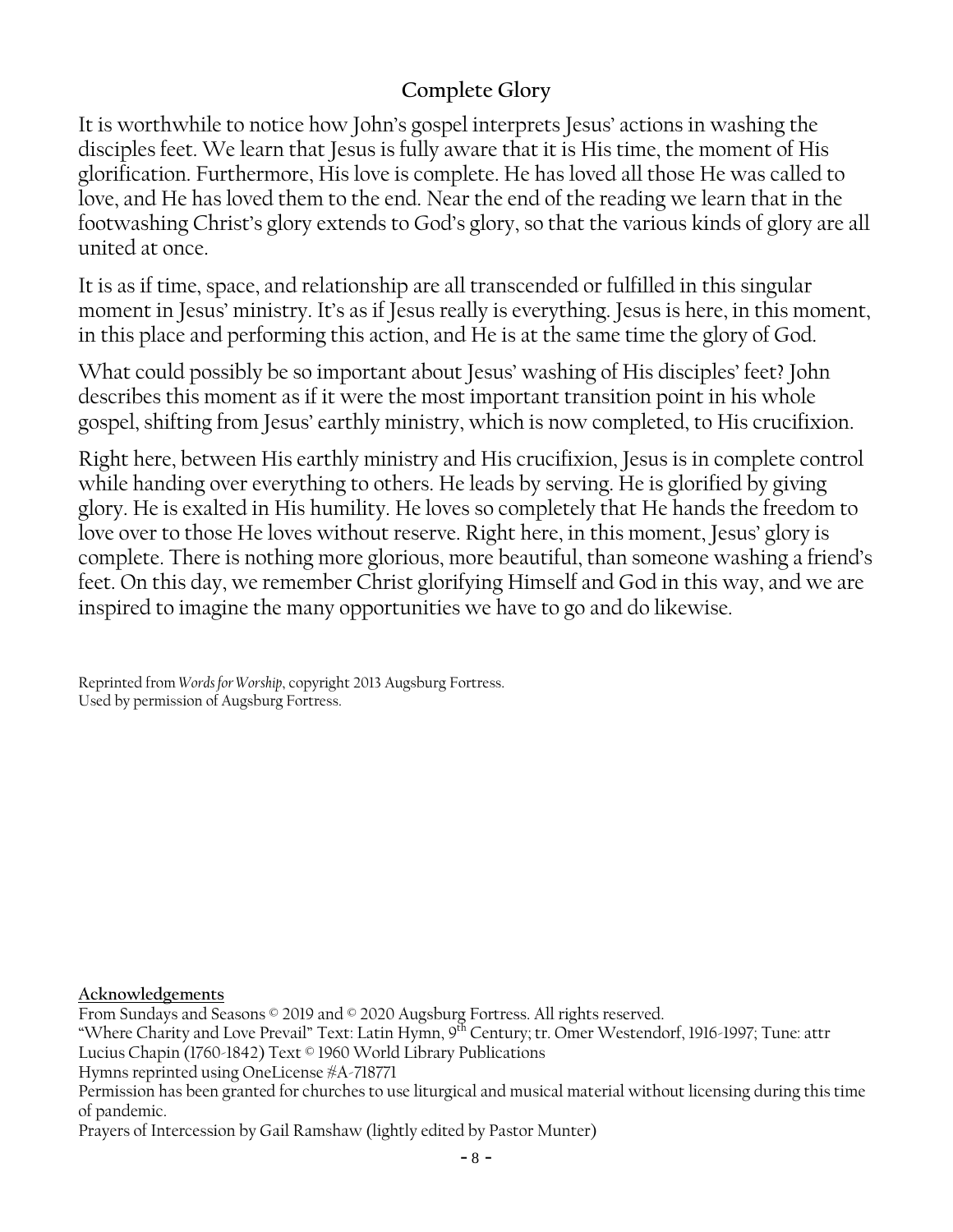## Complete Glory

It is worthwhile to notice how John's gospel interprets Jesus' actions in washing the disciples feet. We learn that Jesus is fully aware that it is His time, the moment of His glorification. Furthermore, His love is complete. He has loved all those He was called to love, and He has loved them to the end. Near the end of the reading we learn that in the footwashing Christ's glory extends to God's glory, so that the various kinds of glory are all united at once.

It is as if time, space, and relationship are all transcended or fulfilled in this singular moment in Jesus' ministry. It's as if Jesus really is everything. Jesus is here, in this moment, in this place and performing this action, and He is at the same time the glory of God.

What could possibly be so important about Jesus' washing of His disciples' feet? John describes this moment as if it were the most important transition point in his whole gospel, shifting from Jesus' earthly ministry, which is now completed, to His crucifixion.

Right here, between His earthly ministry and His crucifixion, Jesus is in complete control while handing over everything to others. He leads by serving. He is glorified by giving glory. He is exalted in His humility. He loves so completely that He hands the freedom to love over to those He loves without reserve. Right here, in this moment, Jesus' glory is complete. There is nothing more glorious, more beautiful, than someone washing a friend's feet. On this day, we remember Christ glorifying Himself and God in this way, and we are inspired to imagine the many opportunities we have to go and do likewise.

Reprinted from *Words for Worship*, copyright 2013 Augsburg Fortress.
Used by permission of Augsburg Fortress.

**Acknowledgements**

From Sundays and Seasons © 2019 and © 2020 Augsburg Fortress. All rights reserved.
"Where Charity and Love Prevail" Text: Latin Hymn, 9th Century; tr. Omer Westendorf, 1916-1997; Tune: attr Lucius Chapin (1760-1842) Text © 1960 World Library Publications
Hymns reprinted using OneLicense #A-718771
Permission has been granted for churches to use liturgical and musical material without licensing during this time of pandemic.
Prayers of Intercession by Gail Ramshaw (lightly edited by Pastor Munter)